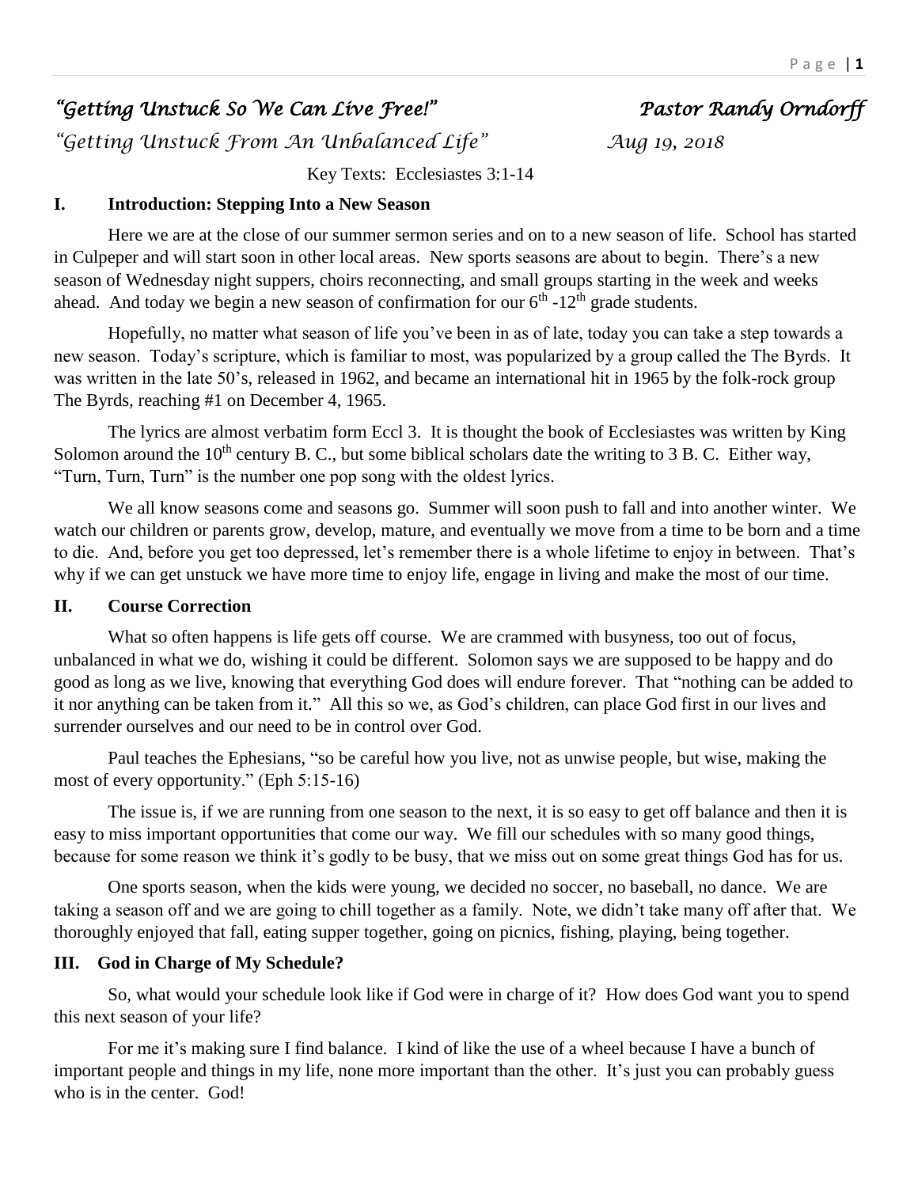*"Getting Unstuck So We Can Live Free!"* *Pastor Randy Orndorff*

*"Getting Unstuck From An Unbalanced Life"* *Aug 19, 2018*

Key Texts: Ecclesiastes 3:1-14

## I. Introduction: Stepping Into a New Season

Here we are at the close of our summer sermon series and on to a new season of life. School has started in Culpeper and will start soon in other local areas. New sports seasons are about to begin. There's a new season of Wednesday night suppers, choirs reconnecting, and small groups starting in the week and weeks ahead. And today we begin a new season of confirmation for our 6th -12th grade students.

Hopefully, no matter what season of life you've been in as of late, today you can take a step towards a new season. Today's scripture, which is familiar to most, was popularized by a group called the The Byrds. It was written in the late 50's, released in 1962, and became an international hit in 1965 by the folk-rock group The Byrds, reaching #1 on December 4, 1965.

The lyrics are almost verbatim form Eccl 3. It is thought the book of Ecclesiastes was written by King Solomon around the 10th century B. C., but some biblical scholars date the writing to 3 B. C. Either way, "Turn, Turn, Turn" is the number one pop song with the oldest lyrics.

We all know seasons come and seasons go. Summer will soon push to fall and into another winter. We watch our children or parents grow, develop, mature, and eventually we move from a time to be born and a time to die. And, before you get too depressed, let's remember there is a whole lifetime to enjoy in between. That's why if we can get unstuck we have more time to enjoy life, engage in living and make the most of our time.

## II. Course Correction

What so often happens is life gets off course. We are crammed with busyness, too out of focus, unbalanced in what we do, wishing it could be different. Solomon says we are supposed to be happy and do good as long as we live, knowing that everything God does will endure forever. That "nothing can be added to it nor anything can be taken from it." All this so we, as God's children, can place God first in our lives and surrender ourselves and our need to be in control over God.

Paul teaches the Ephesians, "so be careful how you live, not as unwise people, but wise, making the most of every opportunity." (Eph 5:15-16)

The issue is, if we are running from one season to the next, it is so easy to get off balance and then it is easy to miss important opportunities that come our way. We fill our schedules with so many good things, because for some reason we think it's godly to be busy, that we miss out on some great things God has for us.

One sports season, when the kids were young, we decided no soccer, no baseball, no dance. We are taking a season off and we are going to chill together as a family. Note, we didn't take many off after that. We thoroughly enjoyed that fall, eating supper together, going on picnics, fishing, playing, being together.

## III. God in Charge of My Schedule?

So, what would your schedule look like if God were in charge of it? How does God want you to spend this next season of your life?

For me it's making sure I find balance. I kind of like the use of a wheel because I have a bunch of important people and things in my life, none more important than the other. It's just you can probably guess who is in the center. God!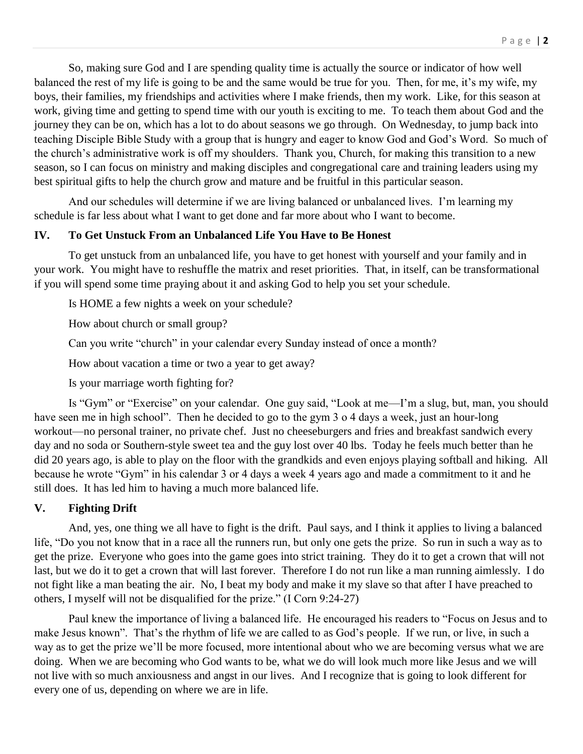So, making sure God and I are spending quality time is actually the source or indicator of how well balanced the rest of my life is going to be and the same would be true for you. Then, for me, it's my wife, my boys, their families, my friendships and activities where I make friends, then my work. Like, for this season at work, giving time and getting to spend time with our youth is exciting to me. To teach them about God and the journey they can be on, which has a lot to do about seasons we go through. On Wednesday, to jump back into teaching Disciple Bible Study with a group that is hungry and eager to know God and God's Word. So much of the church's administrative work is off my shoulders. Thank you, Church, for making this transition to a new season, so I can focus on ministry and making disciples and congregational care and training leaders using my best spiritual gifts to help the church grow and mature and be fruitful in this particular season.

And our schedules will determine if we are living balanced or unbalanced lives. I'm learning my schedule is far less about what I want to get done and far more about who I want to become.

### IV. To Get Unstuck From an Unbalanced Life You Have to Be Honest

To get unstuck from an unbalanced life, you have to get honest with yourself and your family and in your work. You might have to reshuffle the matrix and reset priorities. That, in itself, can be transformational if you will spend some time praying about it and asking God to help you set your schedule.

Is HOME a few nights a week on your schedule?

How about church or small group?

Can you write "church" in your calendar every Sunday instead of once a month?

How about vacation a time or two a year to get away?

Is your marriage worth fighting for?

Is "Gym" or "Exercise" on your calendar. One guy said, "Look at me—I'm a slug, but, man, you should have seen me in high school". Then he decided to go to the gym 3 o 4 days a week, just an hour-long workout—no personal trainer, no private chef. Just no cheeseburgers and fries and breakfast sandwich every day and no soda or Southern-style sweet tea and the guy lost over 40 lbs. Today he feels much better than he did 20 years ago, is able to play on the floor with the grandkids and even enjoys playing softball and hiking. All because he wrote "Gym" in his calendar 3 or 4 days a week 4 years ago and made a commitment to it and he still does. It has led him to having a much more balanced life.

### V. Fighting Drift

And, yes, one thing we all have to fight is the drift. Paul says, and I think it applies to living a balanced life, "Do you not know that in a race all the runners run, but only one gets the prize. So run in such a way as to get the prize. Everyone who goes into the game goes into strict training. They do it to get a crown that will not last, but we do it to get a crown that will last forever. Therefore I do not run like a man running aimlessly. I do not fight like a man beating the air. No, I beat my body and make it my slave so that after I have preached to others, I myself will not be disqualified for the prize." (I Corn 9:24-27)

Paul knew the importance of living a balanced life. He encouraged his readers to "Focus on Jesus and to make Jesus known". That's the rhythm of life we are called to as God's people. If we run, or live, in such a way as to get the prize we'll be more focused, more intentional about who we are becoming versus what we are doing. When we are becoming who God wants to be, what we do will look much more like Jesus and we will not live with so much anxiousness and angst in our lives. And I recognize that is going to look different for every one of us, depending on where we are in life.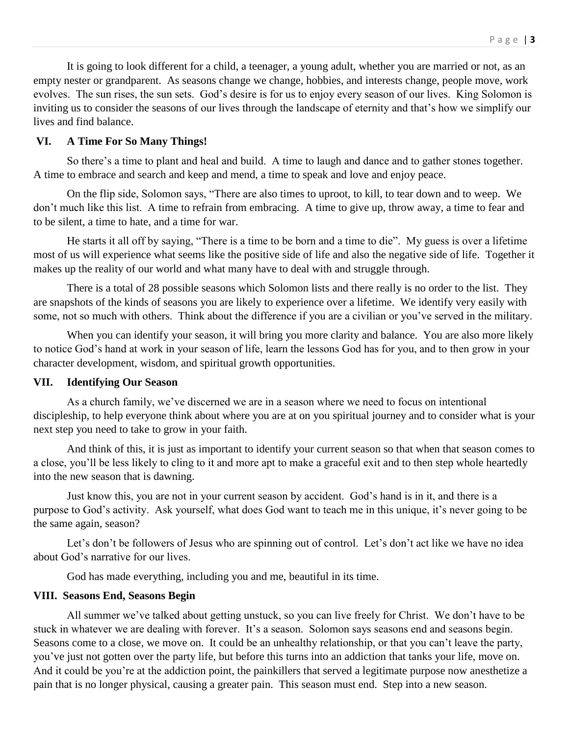It is going to look different for a child, a teenager, a young adult, whether you are married or not, as an empty nester or grandparent. As seasons change we change, hobbies, and interests change, people move, work evolves. The sun rises, the sun sets. God's desire is for us to enjoy every season of our lives. King Solomon is inviting us to consider the seasons of our lives through the landscape of eternity and that's how we simplify our lives and find balance.

## VI. A Time For So Many Things!

So there's a time to plant and heal and build. A time to laugh and dance and to gather stones together. A time to embrace and search and keep and mend, a time to speak and love and enjoy peace.

On the flip side, Solomon says, "There are also times to uproot, to kill, to tear down and to weep. We don't much like this list. A time to refrain from embracing. A time to give up, throw away, a time to fear and to be silent, a time to hate, and a time for war.

He starts it all off by saying, "There is a time to be born and a time to die". My guess is over a lifetime most of us will experience what seems like the positive side of life and also the negative side of life. Together it makes up the reality of our world and what many have to deal with and struggle through.

There is a total of 28 possible seasons which Solomon lists and there really is no order to the list. They are snapshots of the kinds of seasons you are likely to experience over a lifetime. We identify very easily with some, not so much with others. Think about the difference if you are a civilian or you've served in the military.

When you can identify your season, it will bring you more clarity and balance. You are also more likely to notice God's hand at work in your season of life, learn the lessons God has for you, and to then grow in your character development, wisdom, and spiritual growth opportunities.

## VII. Identifying Our Season

As a church family, we've discerned we are in a season where we need to focus on intentional discipleship, to help everyone think about where you are at on you spiritual journey and to consider what is your next step you need to take to grow in your faith.

And think of this, it is just as important to identify your current season so that when that season comes to a close, you'll be less likely to cling to it and more apt to make a graceful exit and to then step whole heartedly into the new season that is dawning.

Just know this, you are not in your current season by accident. God's hand is in it, and there is a purpose to God's activity. Ask yourself, what does God want to teach me in this unique, it's never going to be the same again, season?

Let's don't be followers of Jesus who are spinning out of control. Let's don't act like we have no idea about God's narrative for our lives.

God has made everything, including you and me, beautiful in its time.

## VIII. Seasons End, Seasons Begin

All summer we've talked about getting unstuck, so you can live freely for Christ. We don't have to be stuck in whatever we are dealing with forever. It's a season. Solomon says seasons end and seasons begin. Seasons come to a close, we move on. It could be an unhealthy relationship, or that you can't leave the party, you've just not gotten over the party life, but before this turns into an addiction that tanks your life, move on. And it could be you're at the addiction point, the painkillers that served a legitimate purpose now anesthetize a pain that is no longer physical, causing a greater pain. This season must end. Step into a new season.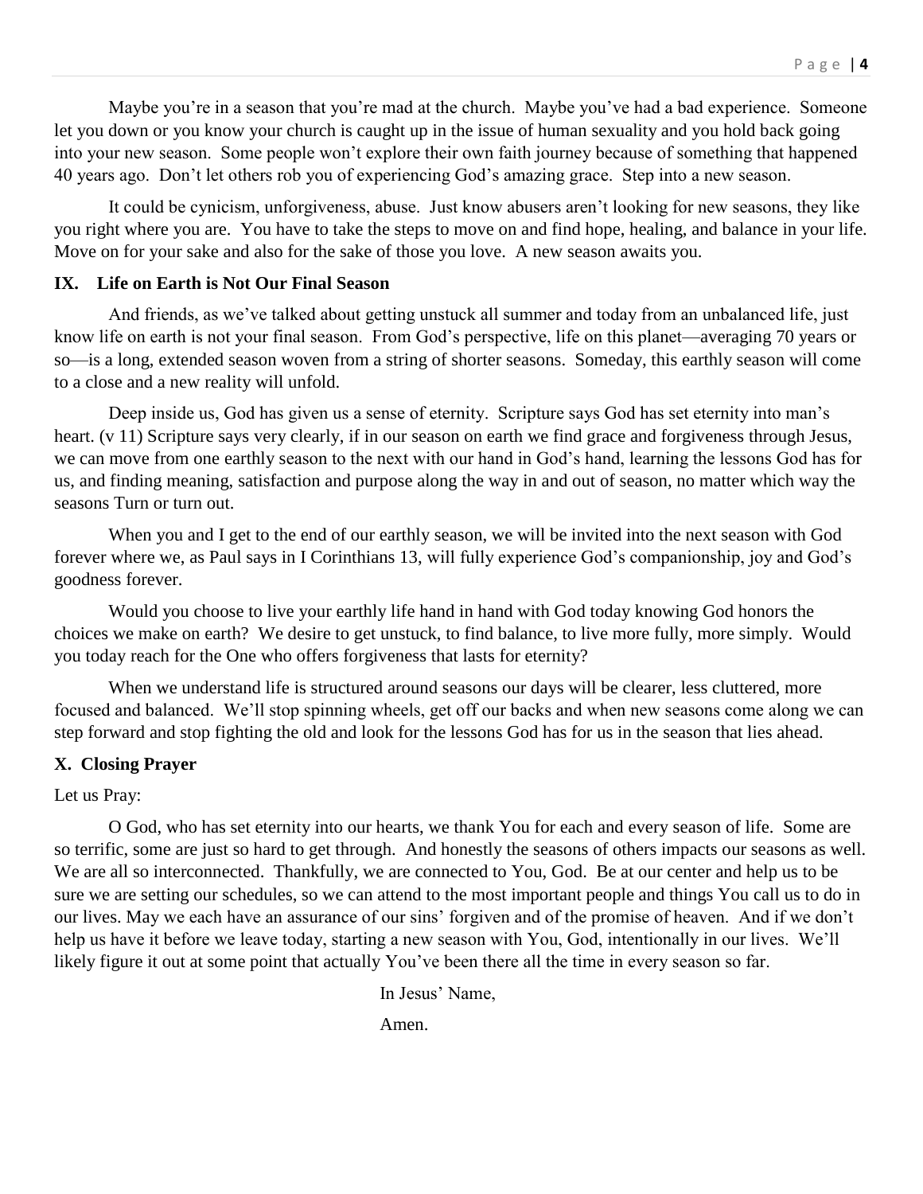Maybe you're in a season that you're mad at the church. Maybe you've had a bad experience. Someone let you down or you know your church is caught up in the issue of human sexuality and you hold back going into your new season. Some people won't explore their own faith journey because of something that happened 40 years ago. Don't let others rob you of experiencing God's amazing grace. Step into a new season.

It could be cynicism, unforgiveness, abuse. Just know abusers aren't looking for new seasons, they like you right where you are. You have to take the steps to move on and find hope, healing, and balance in your life. Move on for your sake and also for the sake of those you love. A new season awaits you.

### IX. Life on Earth is Not Our Final Season

And friends, as we've talked about getting unstuck all summer and today from an unbalanced life, just know life on earth is not your final season. From God's perspective, life on this planet—averaging 70 years or so—is a long, extended season woven from a string of shorter seasons. Someday, this earthly season will come to a close and a new reality will unfold.

Deep inside us, God has given us a sense of eternity. Scripture says God has set eternity into man's heart. (v 11) Scripture says very clearly, if in our season on earth we find grace and forgiveness through Jesus, we can move from one earthly season to the next with our hand in God's hand, learning the lessons God has for us, and finding meaning, satisfaction and purpose along the way in and out of season, no matter which way the seasons Turn or turn out.

When you and I get to the end of our earthly season, we will be invited into the next season with God forever where we, as Paul says in I Corinthians 13, will fully experience God's companionship, joy and God's goodness forever.

Would you choose to live your earthly life hand in hand with God today knowing God honors the choices we make on earth? We desire to get unstuck, to find balance, to live more fully, more simply. Would you today reach for the One who offers forgiveness that lasts for eternity?

When we understand life is structured around seasons our days will be clearer, less cluttered, more focused and balanced. We'll stop spinning wheels, get off our backs and when new seasons come along we can step forward and stop fighting the old and look for the lessons God has for us in the season that lies ahead.

### X. Closing Prayer

Let us Pray:

O God, who has set eternity into our hearts, we thank You for each and every season of life. Some are so terrific, some are just so hard to get through. And honestly the seasons of others impacts our seasons as well. We are all so interconnected. Thankfully, we are connected to You, God. Be at our center and help us to be sure we are setting our schedules, so we can attend to the most important people and things You call us to do in our lives. May we each have an assurance of our sins' forgiven and of the promise of heaven. And if we don't help us have it before we leave today, starting a new season with You, God, intentionally in our lives. We'll likely figure it out at some point that actually You've been there all the time in every season so far.

In Jesus' Name,

Amen.